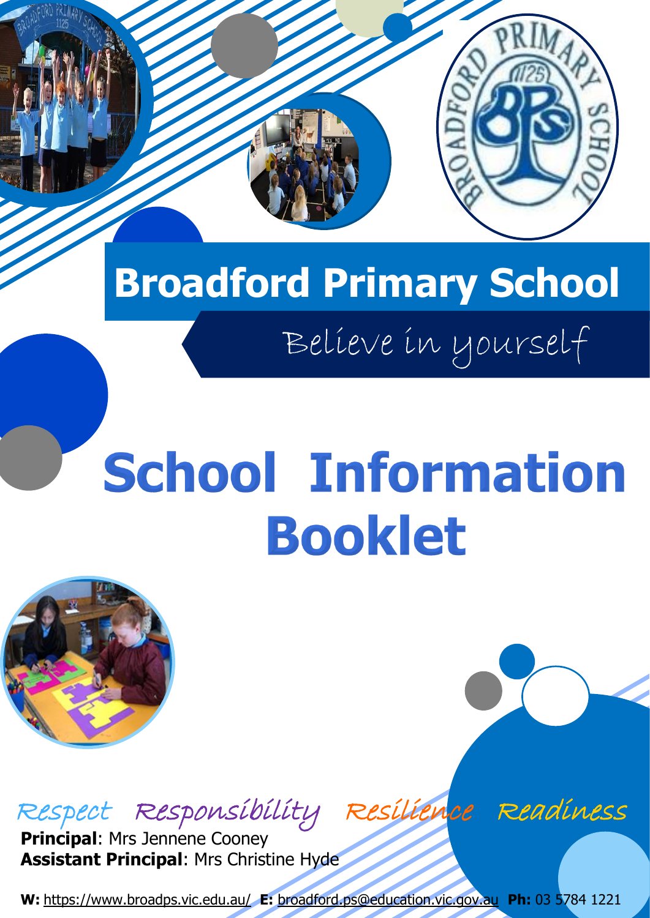# Broadford Primary School

Believe in yourself

# School Information Booklet

Respect Responsibility Resilience Readiness

**Principal**: Mrs Jennene Cooney
**Assistant Principal**: Mrs Christine Hyde

**W:** https://www.broadps.vic.edu.au/ **E:** broadford.ps@education.vic.gov.au **Ph:** 03 5784 1221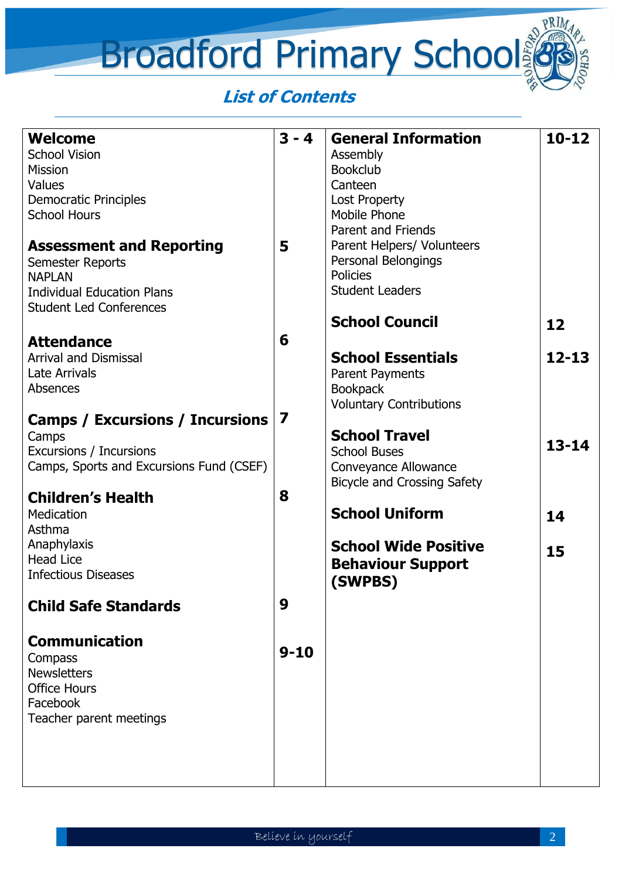# Broadford Primary School

## *List of Contents*

| | | | |
|---|---|---|---|
| **Welcome**<br>School Vision<br>Mission<br>Values<br>Democratic Principles<br>School Hours | **3 - 4** | **General Information**<br>Assembly<br>Bookclub<br>Canteen<br>Lost Property<br>Mobile Phone<br>Parent and Friends<br>Parent Helpers/ Volunteers<br>Personal Belongings<br>Policies<br>Student Leaders | **10-12** |
| **Assessment and Reporting**<br>Semester Reports<br>NAPLAN<br>Individual Education Plans<br>Student Led Conferences | **5** | **School Council** | **12** |
| **Attendance**<br>Arrival and Dismissal<br>Late Arrivals<br>Absences | **6** | **School Essentials**<br>Parent Payments<br>Bookpack<br>Voluntary Contributions | **12-13** |
| **Camps / Excursions / Incursions**<br>Camps<br>Excursions / Incursions<br>Camps, Sports and Excursions Fund (CSEF) | **7** | **School Travel**<br>School Buses<br>Conveyance Allowance<br>Bicycle and Crossing Safety | **13-14** |
| **Children's Health**<br>Medication<br>Asthma<br>Anaphylaxis<br>Head Lice<br>Infectious Diseases | **8** | **School Uniform** | **14** |
| **Child Safe Standards** | **9** | **School Wide Positive Behaviour Support (SWPBS)** | **15** |
| **Communication**<br>Compass<br>Newsletters<br>Office Hours<br>Facebook<br>Teacher parent meetings | **9-10** | | |

*Believe in yourself*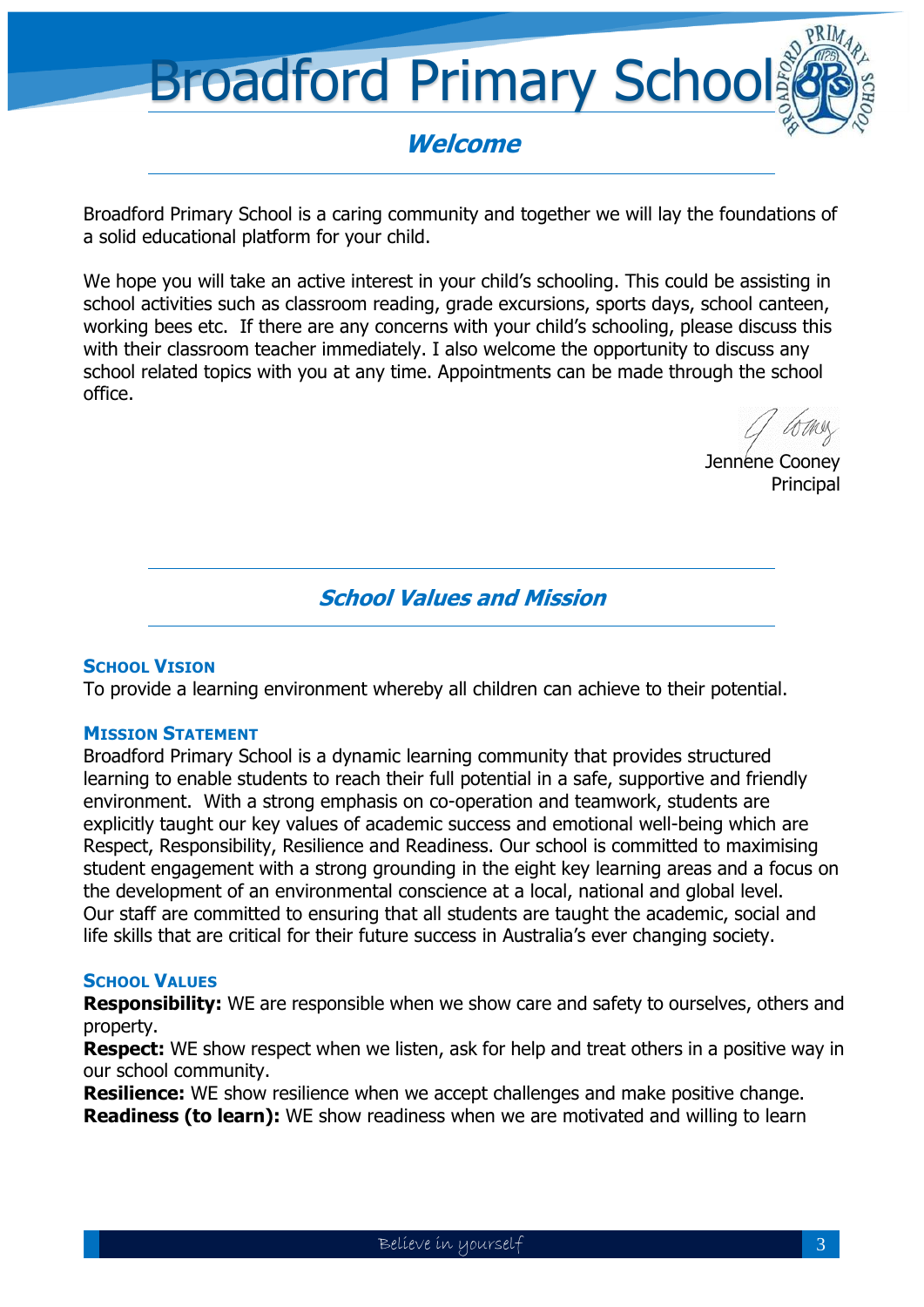# Broadford Primary School

## Welcome

Broadford Primary School is a caring community and together we will lay the foundations of a solid educational platform for your child.

We hope you will take an active interest in your child's schooling. This could be assisting in school activities such as classroom reading, grade excursions, sports days, school canteen, working bees etc. If there are any concerns with your child's schooling, please discuss this with their classroom teacher immediately. I also welcome the opportunity to discuss any school related topics with you at any time. Appointments can be made through the school office.

Jennene Cooney
Principal

## School Values and Mission

### School Vision

To provide a learning environment whereby all children can achieve to their potential.

### Mission Statement

Broadford Primary School is a dynamic learning community that provides structured learning to enable students to reach their full potential in a safe, supportive and friendly environment. With a strong emphasis on co-operation and teamwork, students are explicitly taught our key values of academic success and emotional well-being which are Respect, Responsibility, Resilience and Readiness. Our school is committed to maximising student engagement with a strong grounding in the eight key learning areas and a focus on the development of an environmental conscience at a local, national and global level. Our staff are committed to ensuring that all students are taught the academic, social and life skills that are critical for their future success in Australia's ever changing society.

### School Values

**Responsibility:** WE are responsible when we show care and safety to ourselves, others and property.
**Respect:** WE show respect when we listen, ask for help and treat others in a positive way in our school community.
**Resilience:** WE show resilience when we accept challenges and make positive change.
**Readiness (to learn):** WE show readiness when we are motivated and willing to learn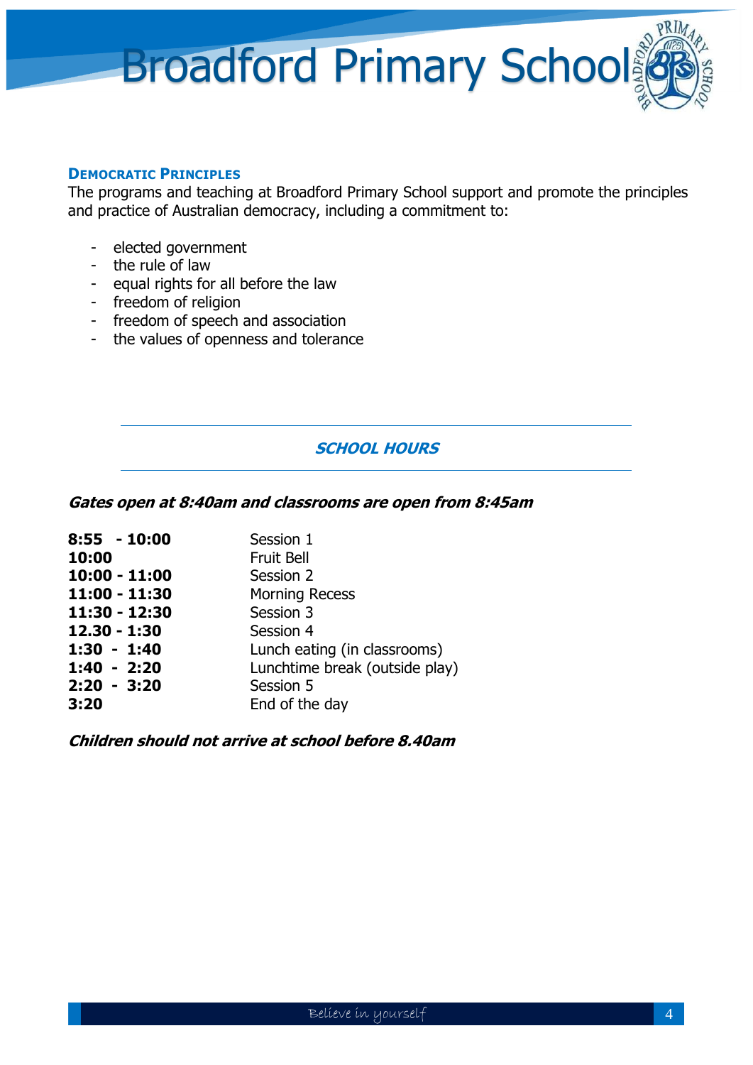## Democratic Principles

The programs and teaching at Broadford Primary School support and promote the principles and practice of Australian democracy, including a commitment to:

- elected government
- the rule of law
- equal rights for all before the law
- freedom of religion
- freedom of speech and association
- the values of openness and tolerance

## *SCHOOL HOURS*

***Gates open at 8:40am and classrooms are open from 8:45am***

| | |
|---|---|
| **8:55 - 10:00** | Session 1 |
| **10:00** | Fruit Bell |
| **10:00 - 11:00** | Session 2 |
| **11:00 - 11:30** | Morning Recess |
| **11:30 - 12:30** | Session 3 |
| **12.30 - 1:30** | Session 4 |
| **1:30 - 1:40** | Lunch eating (in classrooms) |
| **1:40 - 2:20** | Lunchtime break (outside play) |
| **2:20 - 3:20** | Session 5 |
| **3:20** | End of the day |

***Children should not arrive at school before 8.40am***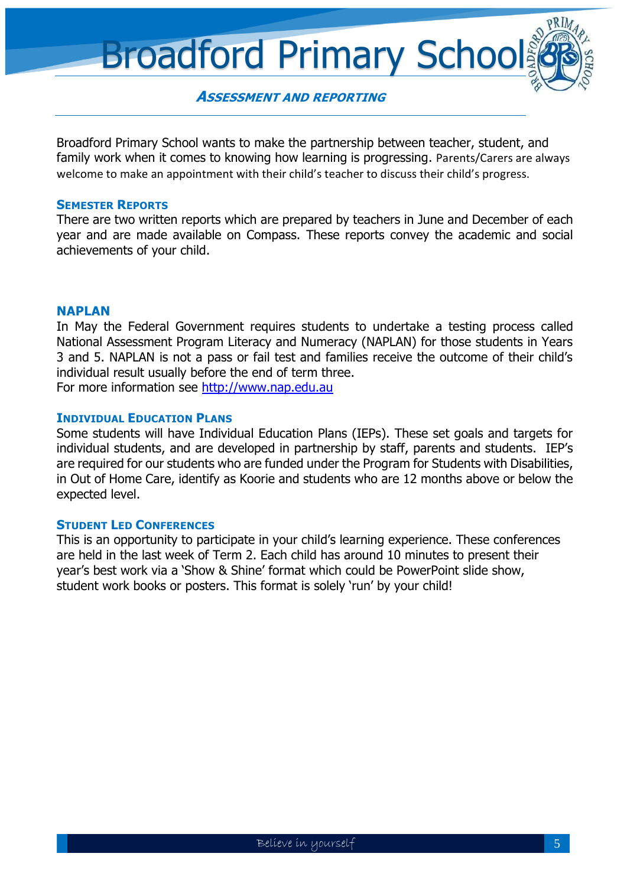# Assessment and Reporting

Broadford Primary School wants to make the partnership between teacher, student, and family work when it comes to knowing how learning is progressing. Parents/Carers are always welcome to make an appointment with their child's teacher to discuss their child's progress.

## Semester Reports

There are two written reports which are prepared by teachers in June and December of each year and are made available on Compass. These reports convey the academic and social achievements of your child.

## NAPLAN

In May the Federal Government requires students to undertake a testing process called National Assessment Program Literacy and Numeracy (NAPLAN) for those students in Years 3 and 5. NAPLAN is not a pass or fail test and families receive the outcome of their child's individual result usually before the end of term three.
For more information see [http://www.nap.edu.au](http://www.nap.edu.au)

## Individual Education Plans

Some students will have Individual Education Plans (IEPs). These set goals and targets for individual students, and are developed in partnership by staff, parents and students. IEP's are required for our students who are funded under the Program for Students with Disabilities, in Out of Home Care, identify as Koorie and students who are 12 months above or below the expected level.

## Student Led Conferences

This is an opportunity to participate in your child's learning experience. These conferences are held in the last week of Term 2. Each child has around 10 minutes to present their year's best work via a 'Show & Shine' format which could be PowerPoint slide show, student work books or posters. This format is solely 'run' by your child!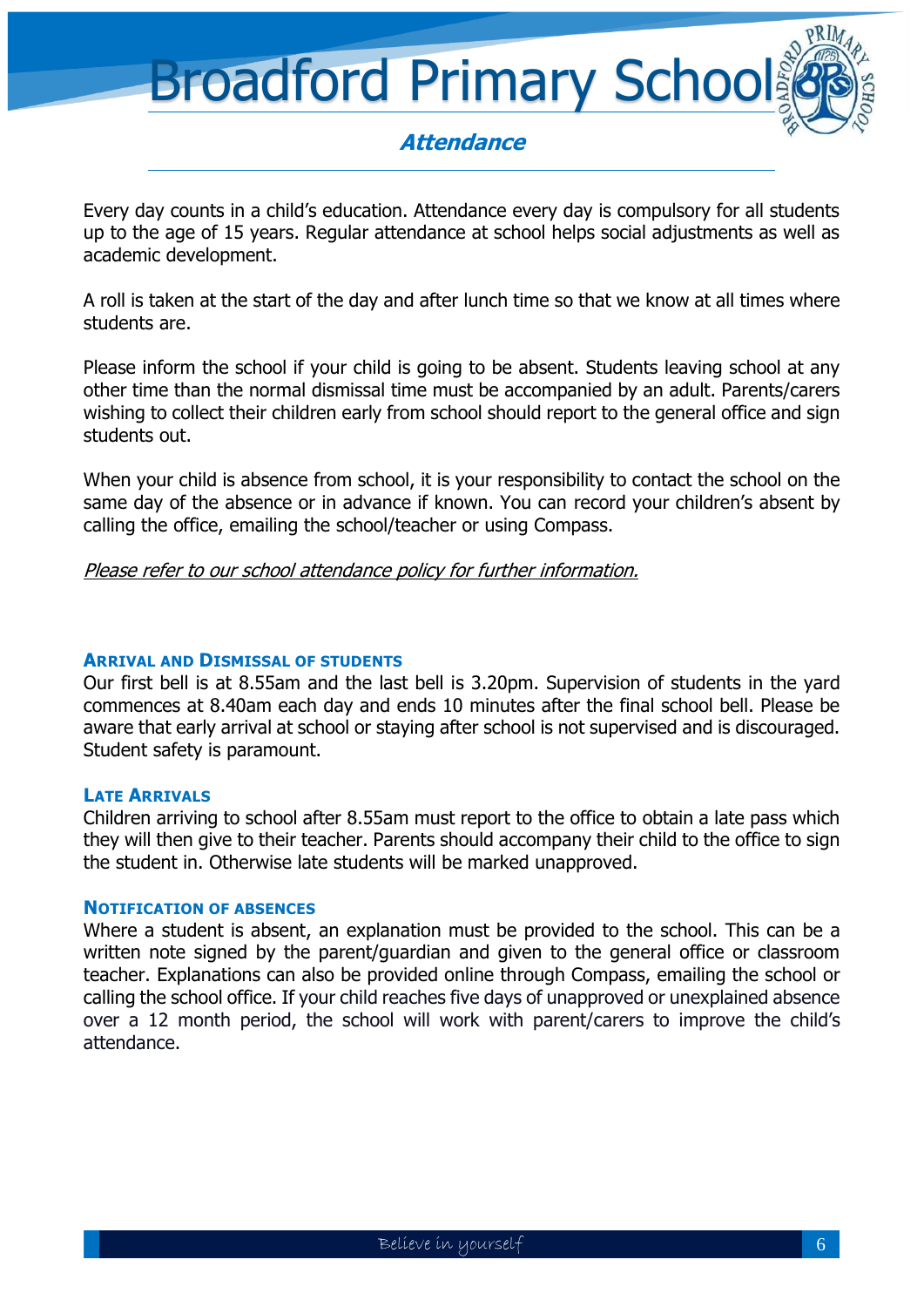## Attendance

Every day counts in a child's education. Attendance every day is compulsory for all students up to the age of 15 years. Regular attendance at school helps social adjustments as well as academic development.

A roll is taken at the start of the day and after lunch time so that we know at all times where students are.

Please inform the school if your child is going to be absent. Students leaving school at any other time than the normal dismissal time must be accompanied by an adult. Parents/carers wishing to collect their children early from school should report to the general office and sign students out.

When your child is absence from school, it is your responsibility to contact the school on the same day of the absence or in advance if known. You can record your children's absent by calling the office, emailing the school/teacher or using Compass.

*Please refer to our school attendance policy for further information.*

### Arrival and Dismissal of Students

Our first bell is at 8.55am and the last bell is 3.20pm. Supervision of students in the yard commences at 8.40am each day and ends 10 minutes after the final school bell. Please be aware that early arrival at school or staying after school is not supervised and is discouraged. Student safety is paramount.

### Late Arrivals

Children arriving to school after 8.55am must report to the office to obtain a late pass which they will then give to their teacher. Parents should accompany their child to the office to sign the student in. Otherwise late students will be marked unapproved.

### Notification of Absences

Where a student is absent, an explanation must be provided to the school. This can be a written note signed by the parent/guardian and given to the general office or classroom teacher. Explanations can also be provided online through Compass, emailing the school or calling the school office. If your child reaches five days of unapproved or unexplained absence over a 12 month period, the school will work with parent/carers to improve the child's attendance.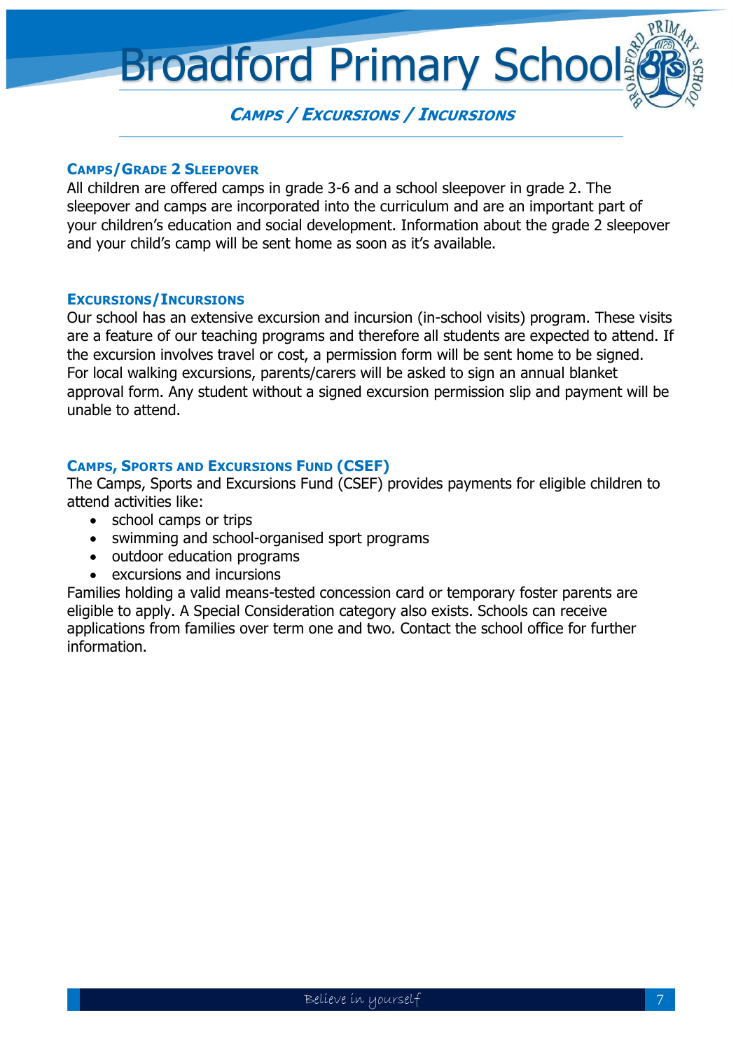## CAMPS / EXCURSIONS / INCURSIONS

### CAMPS/GRADE 2 SLEEPOVER

All children are offered camps in grade 3-6 and a school sleepover in grade 2. The sleepover and camps are incorporated into the curriculum and are an important part of your children's education and social development. Information about the grade 2 sleepover and your child's camp will be sent home as soon as it's available.

### EXCURSIONS/INCURSIONS

Our school has an extensive excursion and incursion (in-school visits) program. These visits are a feature of our teaching programs and therefore all students are expected to attend. If the excursion involves travel or cost, a permission form will be sent home to be signed. For local walking excursions, parents/carers will be asked to sign an annual blanket approval form. Any student without a signed excursion permission slip and payment will be unable to attend.

### CAMPS, SPORTS AND EXCURSIONS FUND (CSEF)

The Camps, Sports and Excursions Fund (CSEF) provides payments for eligible children to attend activities like:

- school camps or trips
- swimming and school-organised sport programs
- outdoor education programs
- excursions and incursions

Families holding a valid means-tested concession card or temporary foster parents are eligible to apply. A Special Consideration category also exists. Schools can receive applications from families over term one and two. Contact the school office for further information.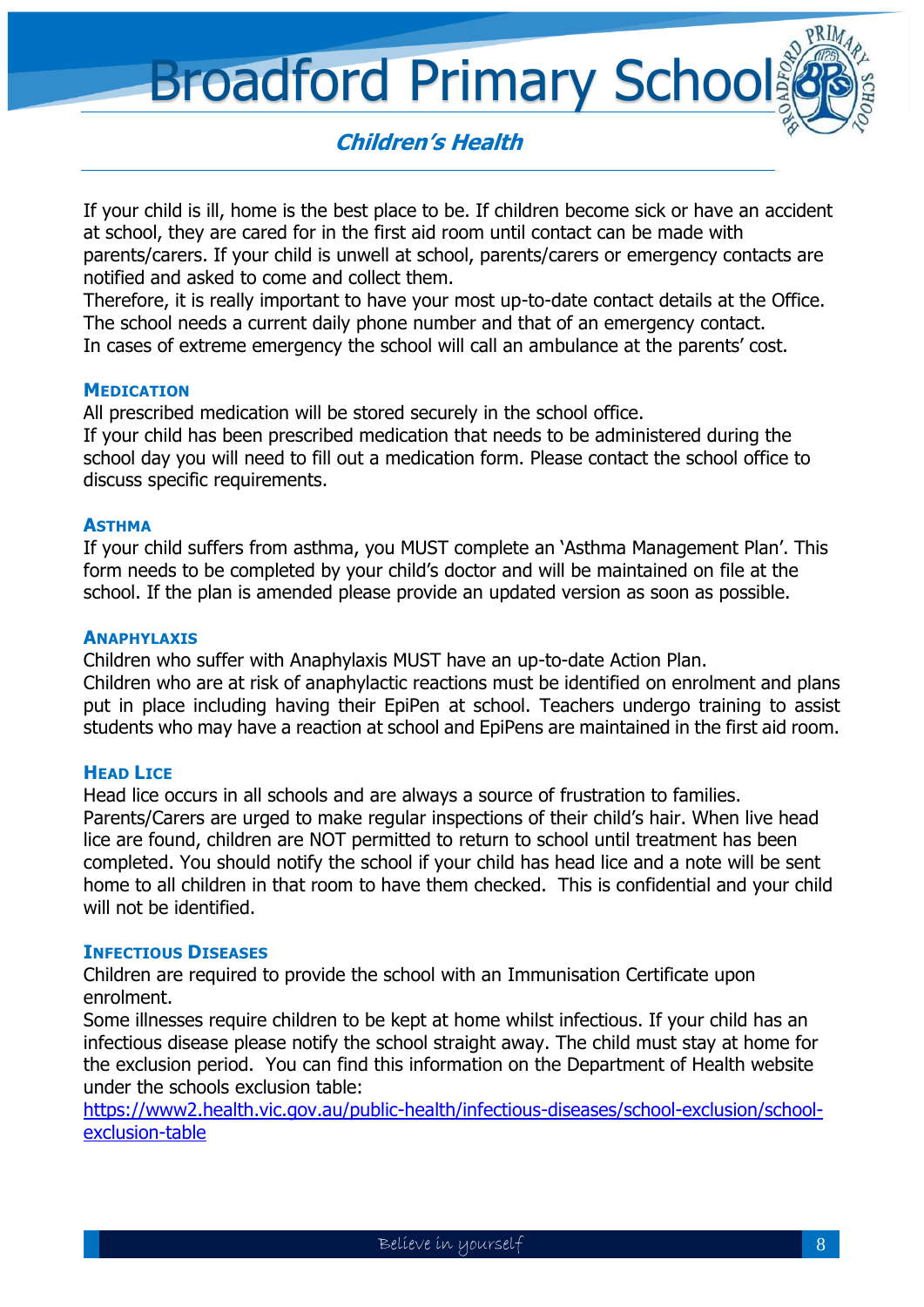## Children's Health

If your child is ill, home is the best place to be. If children become sick or have an accident at school, they are cared for in the first aid room until contact can be made with parents/carers. If your child is unwell at school, parents/carers or emergency contacts are notified and asked to come and collect them.

Therefore, it is really important to have your most up-to-date contact details at the Office. The school needs a current daily phone number and that of an emergency contact.

In cases of extreme emergency the school will call an ambulance at the parents' cost.

### Medication

All prescribed medication will be stored securely in the school office.

If your child has been prescribed medication that needs to be administered during the school day you will need to fill out a medication form. Please contact the school office to discuss specific requirements.

### Asthma

If your child suffers from asthma, you MUST complete an 'Asthma Management Plan'. This form needs to be completed by your child's doctor and will be maintained on file at the school. If the plan is amended please provide an updated version as soon as possible.

### Anaphylaxis

Children who suffer with Anaphylaxis MUST have an up-to-date Action Plan.

Children who are at risk of anaphylactic reactions must be identified on enrolment and plans put in place including having their EpiPen at school. Teachers undergo training to assist students who may have a reaction at school and EpiPens are maintained in the first aid room.

### Head Lice

Head lice occurs in all schools and are always a source of frustration to families. Parents/Carers are urged to make regular inspections of their child's hair. When live head lice are found, children are NOT permitted to return to school until treatment has been completed. You should notify the school if your child has head lice and a note will be sent home to all children in that room to have them checked. This is confidential and your child will not be identified.

### Infectious Diseases

Children are required to provide the school with an Immunisation Certificate upon enrolment.

Some illnesses require children to be kept at home whilst infectious. If your child has an infectious disease please notify the school straight away. The child must stay at home for the exclusion period. You can find this information on the Department of Health website under the schools exclusion table:

[https://www2.health.vic.gov.au/public-health/infectious-diseases/school-exclusion/school-exclusion-table](https://www2.health.vic.gov.au/public-health/infectious-diseases/school-exclusion/school-exclusion-table)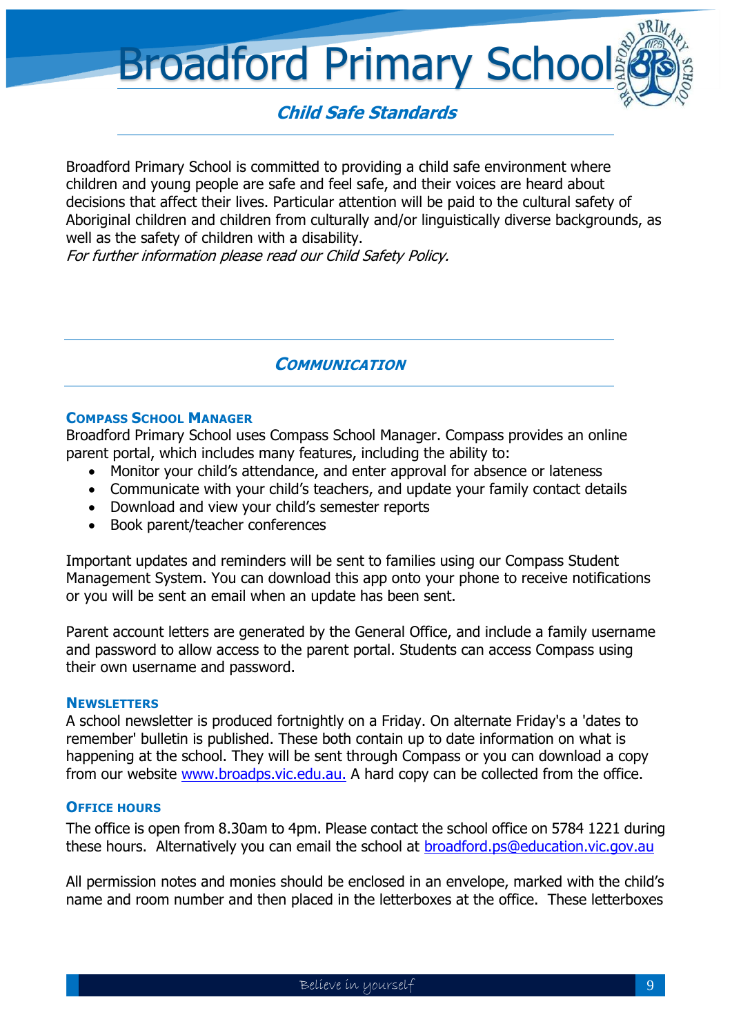## Child Safe Standards

Broadford Primary School is committed to providing a child safe environment where children and young people are safe and feel safe, and their voices are heard about decisions that affect their lives. Particular attention will be paid to the cultural safety of Aboriginal children and children from culturally and/or linguistically diverse backgrounds, as well as the safety of children with a disability.

*For further information please read our Child Safety Policy.*

## Communication

### Compass School Manager

Broadford Primary School uses Compass School Manager. Compass provides an online parent portal, which includes many features, including the ability to:

- Monitor your child's attendance, and enter approval for absence or lateness
- Communicate with your child's teachers, and update your family contact details
- Download and view your child's semester reports
- Book parent/teacher conferences

Important updates and reminders will be sent to families using our Compass Student Management System. You can download this app onto your phone to receive notifications or you will be sent an email when an update has been sent.

Parent account letters are generated by the General Office, and include a family username and password to allow access to the parent portal. Students can access Compass using their own username and password.

### Newsletters

A school newsletter is produced fortnightly on a Friday. On alternate Friday's a 'dates to remember' bulletin is published. These both contain up to date information on what is happening at the school. They will be sent through Compass or you can download a copy from our website www.broadps.vic.edu.au. A hard copy can be collected from the office.

### Office Hours

The office is open from 8.30am to 4pm. Please contact the school office on 5784 1221 during these hours. Alternatively you can email the school at broadford.ps@education.vic.gov.au

All permission notes and monies should be enclosed in an envelope, marked with the child's name and room number and then placed in the letterboxes at the office. These letterboxes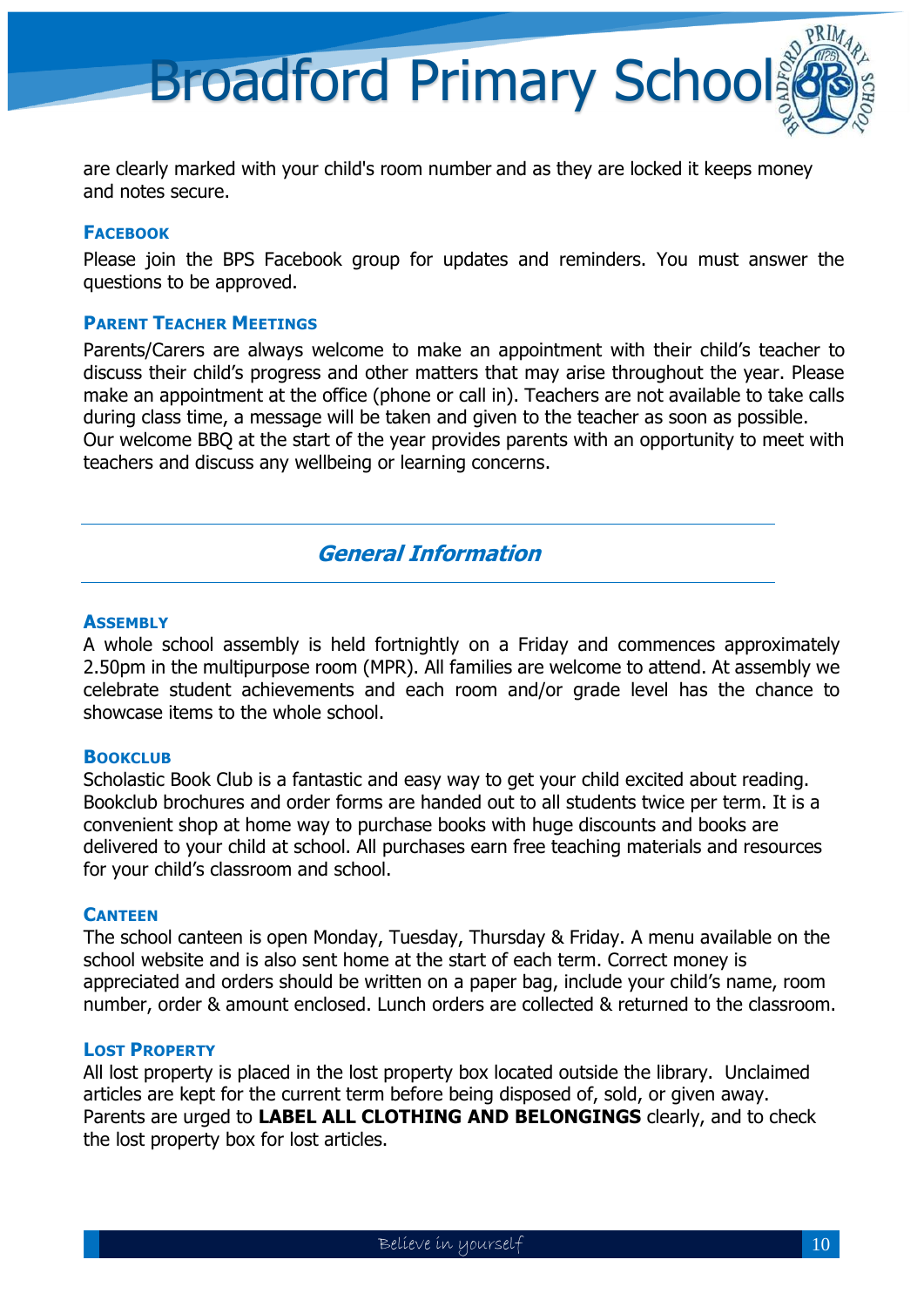are clearly marked with your child's room number and as they are locked it keeps money and notes secure.

### FACEBOOK

Please join the BPS Facebook group for updates and reminders. You must answer the questions to be approved.

### PARENT TEACHER MEETINGS

Parents/Carers are always welcome to make an appointment with their child's teacher to discuss their child's progress and other matters that may arise throughout the year. Please make an appointment at the office (phone or call in). Teachers are not available to take calls during class time, a message will be taken and given to the teacher as soon as possible.
Our welcome BBQ at the start of the year provides parents with an opportunity to meet with teachers and discuss any wellbeing or learning concerns.

## *General Information*

### ASSEMBLY

A whole school assembly is held fortnightly on a Friday and commences approximately 2.50pm in the multipurpose room (MPR). All families are welcome to attend. At assembly we celebrate student achievements and each room and/or grade level has the chance to showcase items to the whole school.

### BOOKCLUB

Scholastic Book Club is a fantastic and easy way to get your child excited about reading. Bookclub brochures and order forms are handed out to all students twice per term. It is a convenient shop at home way to purchase books with huge discounts and books are delivered to your child at school. All purchases earn free teaching materials and resources for your child's classroom and school.

### CANTEEN

The school canteen is open Monday, Tuesday, Thursday & Friday. A menu available on the school website and is also sent home at the start of each term. Correct money is appreciated and orders should be written on a paper bag, include your child's name, room number, order & amount enclosed. Lunch orders are collected & returned to the classroom.

### LOST PROPERTY

All lost property is placed in the lost property box located outside the library. Unclaimed articles are kept for the current term before being disposed of, sold, or given away. Parents are urged to **LABEL ALL CLOTHING AND BELONGINGS** clearly, and to check the lost property box for lost articles.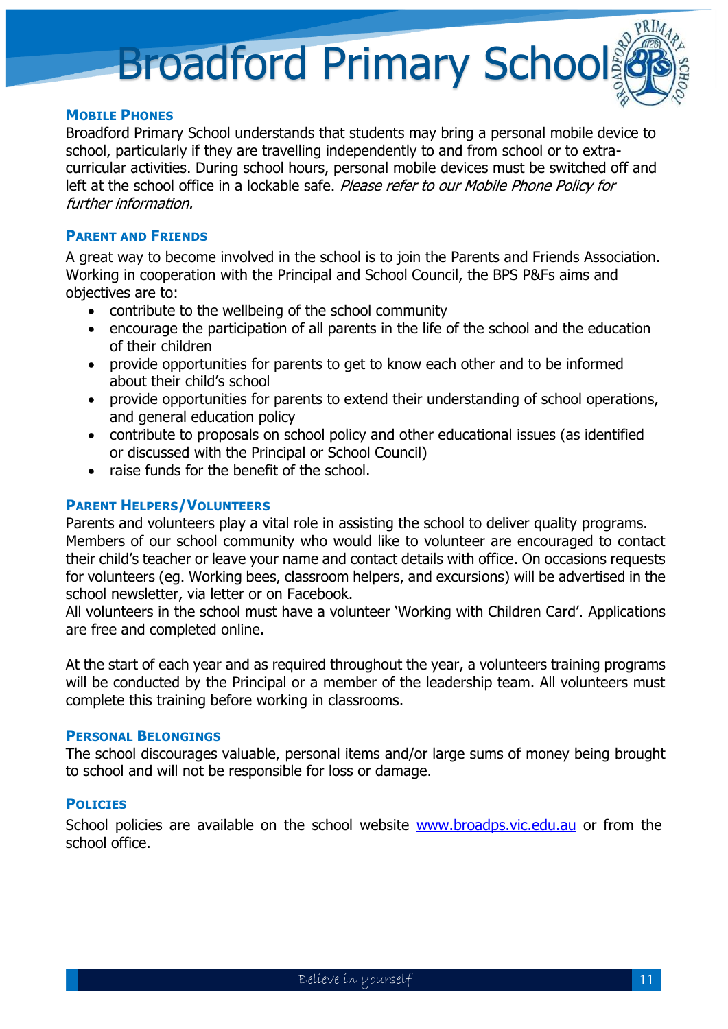## Mobile Phones

Broadford Primary School understands that students may bring a personal mobile device to school, particularly if they are travelling independently to and from school or to extra-curricular activities. During school hours, personal mobile devices must be switched off and left at the school office in a lockable safe. *Please refer to our Mobile Phone Policy for further information.*

## Parent and Friends

A great way to become involved in the school is to join the Parents and Friends Association. Working in cooperation with the Principal and School Council, the BPS P&Fs aims and objectives are to:

- contribute to the wellbeing of the school community
- encourage the participation of all parents in the life of the school and the education of their children
- provide opportunities for parents to get to know each other and to be informed about their child's school
- provide opportunities for parents to extend their understanding of school operations, and general education policy
- contribute to proposals on school policy and other educational issues (as identified or discussed with the Principal or School Council)
- raise funds for the benefit of the school.

## Parent Helpers/Volunteers

Parents and volunteers play a vital role in assisting the school to deliver quality programs. Members of our school community who would like to volunteer are encouraged to contact their child's teacher or leave your name and contact details with office. On occasions requests for volunteers (eg. Working bees, classroom helpers, and excursions) will be advertised in the school newsletter, via letter or on Facebook.
All volunteers in the school must have a volunteer 'Working with Children Card'. Applications are free and completed online.

At the start of each year and as required throughout the year, a volunteers training programs will be conducted by the Principal or a member of the leadership team. All volunteers must complete this training before working in classrooms.

## Personal Belongings

The school discourages valuable, personal items and/or large sums of money being brought to school and will not be responsible for loss or damage.

## Policies

School policies are available on the school website [www.broadps.vic.edu.au](http://www.broadps.vic.edu.au) or from the school office.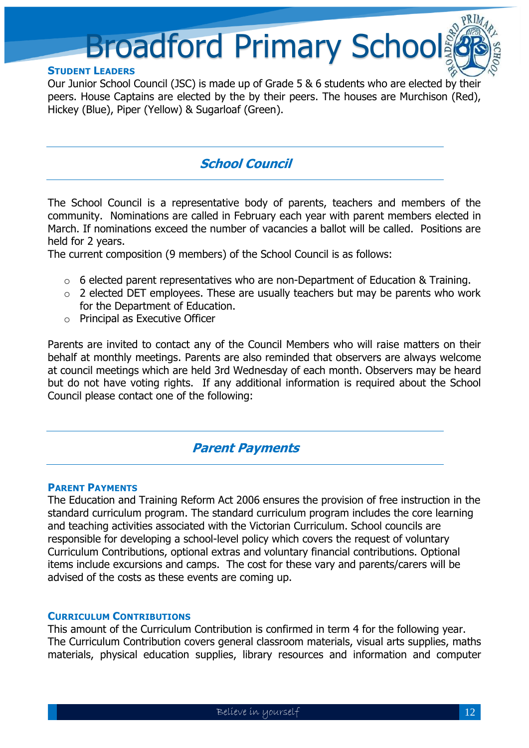### Student Leaders

Our Junior School Council (JSC) is made up of Grade 5 & 6 students who are elected by their peers. House Captains are elected by the by their peers. The houses are Murchison (Red), Hickey (Blue), Piper (Yellow) & Sugarloaf (Green).

## *School Council*

The School Council is a representative body of parents, teachers and members of the community. Nominations are called in February each year with parent members elected in March. If nominations exceed the number of vacancies a ballot will be called. Positions are held for 2 years.

The current composition (9 members) of the School Council is as follows:

- 6 elected parent representatives who are non-Department of Education & Training.
- 2 elected DET employees. These are usually teachers but may be parents who work for the Department of Education.
- Principal as Executive Officer

Parents are invited to contact any of the Council Members who will raise matters on their behalf at monthly meetings. Parents are also reminded that observers are always welcome at council meetings which are held 3rd Wednesday of each month. Observers may be heard but do not have voting rights. If any additional information is required about the School Council please contact one of the following:

## *Parent Payments*

### Parent Payments

The Education and Training Reform Act 2006 ensures the provision of free instruction in the standard curriculum program. The standard curriculum program includes the core learning and teaching activities associated with the Victorian Curriculum. School councils are responsible for developing a school-level policy which covers the request of voluntary Curriculum Contributions, optional extras and voluntary financial contributions. Optional items include excursions and camps. The cost for these vary and parents/carers will be advised of the costs as these events are coming up.

### Curriculum Contributions

This amount of the Curriculum Contribution is confirmed in term 4 for the following year. The Curriculum Contribution covers general classroom materials, visual arts supplies, maths materials, physical education supplies, library resources and information and computer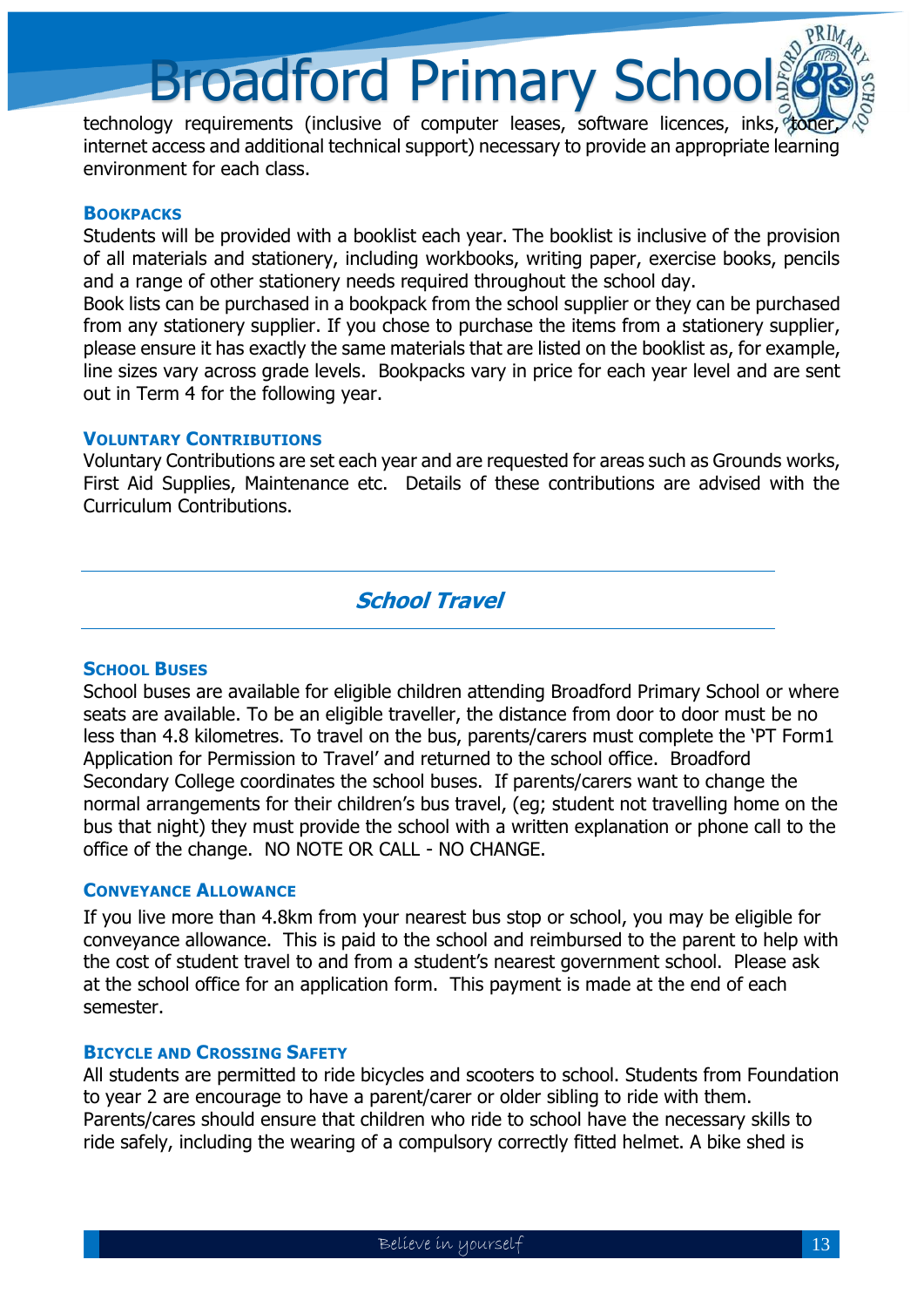technology requirements (inclusive of computer leases, software licences, inks, toner, internet access and additional technical support) necessary to provide an appropriate learning environment for each class.

### Bookpacks

Students will be provided with a booklist each year. The booklist is inclusive of the provision of all materials and stationery, including workbooks, writing paper, exercise books, pencils and a range of other stationery needs required throughout the school day.

Book lists can be purchased in a bookpack from the school supplier or they can be purchased from any stationery supplier. If you chose to purchase the items from a stationery supplier, please ensure it has exactly the same materials that are listed on the booklist as, for example, line sizes vary across grade levels. Bookpacks vary in price for each year level and are sent out in Term 4 for the following year.

### Voluntary Contributions

Voluntary Contributions are set each year and are requested for areas such as Grounds works, First Aid Supplies, Maintenance etc. Details of these contributions are advised with the Curriculum Contributions.

## *School Travel*

### School Buses

School buses are available for eligible children attending Broadford Primary School or where seats are available. To be an eligible traveller, the distance from door to door must be no less than 4.8 kilometres. To travel on the bus, parents/carers must complete the 'PT Form1 Application for Permission to Travel' and returned to the school office. Broadford Secondary College coordinates the school buses. If parents/carers want to change the normal arrangements for their children's bus travel, (eg; student not travelling home on the bus that night) they must provide the school with a written explanation or phone call to the office of the change. NO NOTE OR CALL - NO CHANGE.

### Conveyance Allowance

If you live more than 4.8km from your nearest bus stop or school, you may be eligible for conveyance allowance. This is paid to the school and reimbursed to the parent to help with the cost of student travel to and from a student's nearest government school. Please ask at the school office for an application form. This payment is made at the end of each semester.

### Bicycle and Crossing Safety

All students are permitted to ride bicycles and scooters to school. Students from Foundation to year 2 are encourage to have a parent/carer or older sibling to ride with them. Parents/cares should ensure that children who ride to school have the necessary skills to ride safely, including the wearing of a compulsory correctly fitted helmet. A bike shed is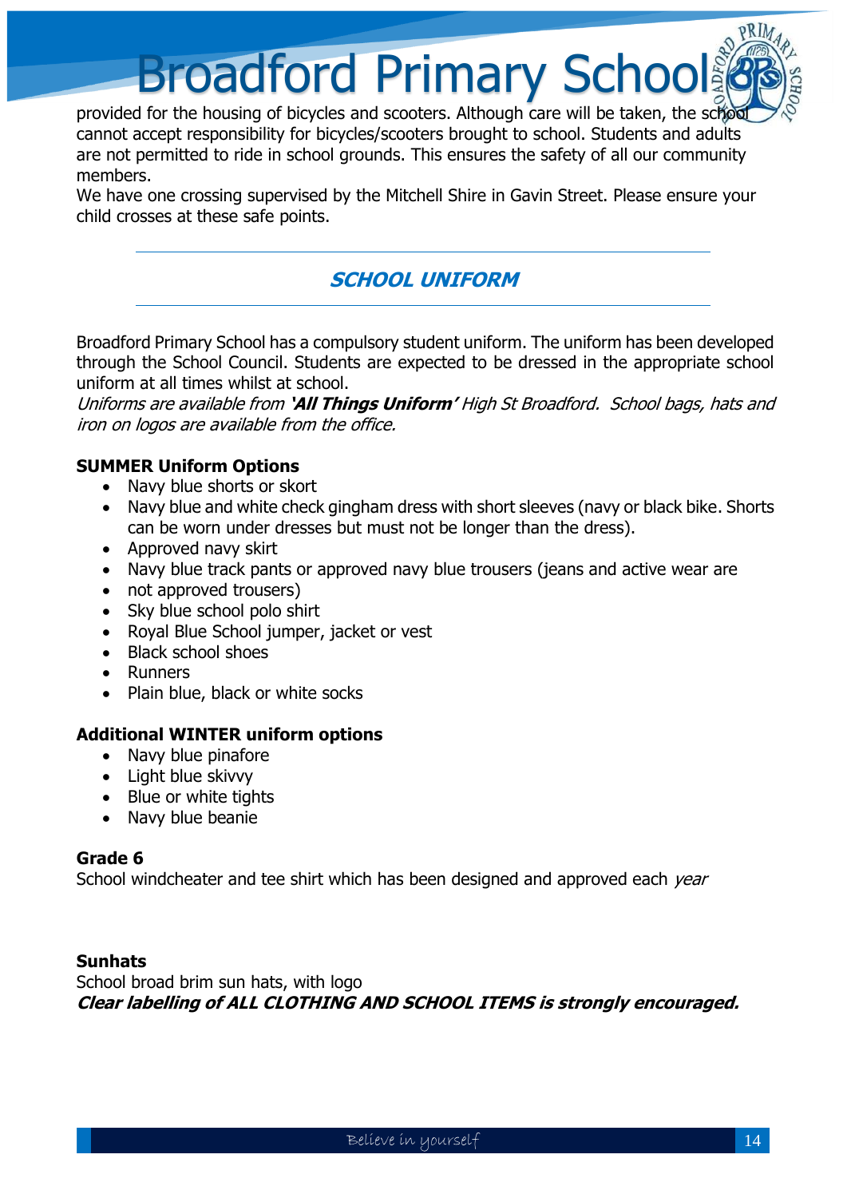provided for the housing of bicycles and scooters. Although care will be taken, the school cannot accept responsibility for bicycles/scooters brought to school. Students and adults are not permitted to ride in school grounds. This ensures the safety of all our community members.

We have one crossing supervised by the Mitchell Shire in Gavin Street. Please ensure your child crosses at these safe points.

## *SCHOOL UNIFORM*

Broadford Primary School has a compulsory student uniform. The uniform has been developed through the School Council. Students are expected to be dressed in the appropriate school uniform at all times whilst at school.

*Uniforms are available from* ***'All Things Uniform'*** *High St Broadford. School bags, hats and iron on logos are available from the office.*

**SUMMER Uniform Options**

- Navy blue shorts or skort
- Navy blue and white check gingham dress with short sleeves (navy or black bike. Shorts can be worn under dresses but must not be longer than the dress).
- Approved navy skirt
- Navy blue track pants or approved navy blue trousers (jeans and active wear are
- not approved trousers)
- Sky blue school polo shirt
- Royal Blue School jumper, jacket or vest
- Black school shoes
- Runners
- Plain blue, black or white socks

**Additional WINTER uniform options**

- Navy blue pinafore
- Light blue skivvy
- Blue or white tights
- Navy blue beanie

**Grade 6**

School windcheater and tee shirt which has been designed and approved each *year*

**Sunhats**

School broad brim sun hats, with logo

***Clear labelling of ALL CLOTHING AND SCHOOL ITEMS is strongly encouraged.***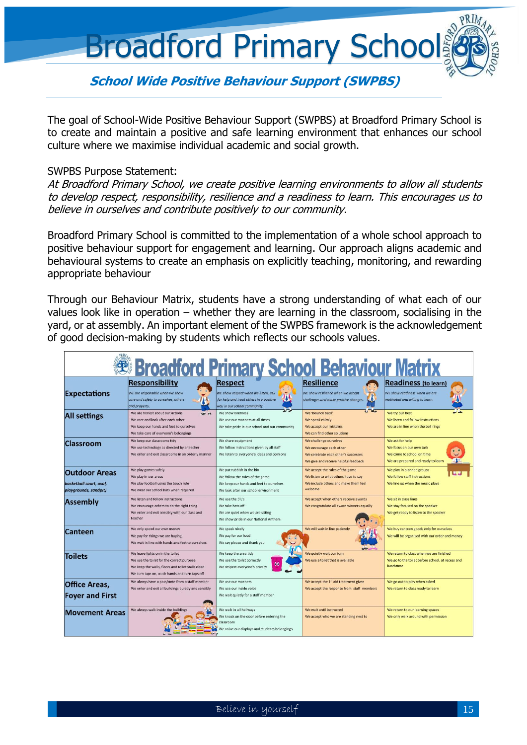# Broadford Primary School

## School Wide Positive Behaviour Support (SWPBS)

The goal of School-Wide Positive Behaviour Support (SWPBS) at Broadford Primary School is to create and maintain a positive and safe learning environment that enhances our school culture where we maximise individual academic and social growth.

SWPBS Purpose Statement:
*At Broadford Primary School, we create positive learning environments to allow all students to develop respect, responsibility, resilience and a readiness to learn. This encourages us to believe in ourselves and contribute positively to our community.*

Broadford Primary School is committed to the implementation of a whole school approach to positive behaviour support for engagement and learning. Our approach aligns academic and behavioural systems to create an emphasis on explicitly teaching, monitoring, and rewarding appropriate behaviour

Through our Behaviour Matrix, students have a strong understanding of what each of our values look like in operation – whether they are learning in the classroom, socialising in the yard, or at assembly. An important element of the SWPBS framework is the acknowledgement of good decision-making by students which reflects our schools values.

## Broadford Primary School Behaviour Matrix

| Expectations | **Responsibility** *WE are responsible when we show care and safety to ourselves, others and property.* | **Respect** *WE show respect when we listen, ask for help and treat others in a positive way in our school community.* | **Resilience** *WE show resilience when we accept challenges and make positive changes.* | **Readiness (to learn)** *WE show readiness when we are motivated and willing to learn.* |
|---|---|---|---|---|
| **All settings** | We are honest about our actions<br>We care and look after each other<br>We keep our hands and feet to ourselves<br>We take care of everyone's belongings | We show kindness<br>We use our manners at all times<br>We take pride in our school and our community | We 'bounce back'<br>We speak calmly<br>We accept our mistakes<br>We can find other solutions | We try our best<br>We listen and follow instructions<br>We are in line when the bell rings |
| **Classroom** | We keep our classrooms tidy<br>We use technology as directed by a teacher<br>We enter and exit classrooms in an orderly manner | We share equipment<br>We follow instructions given by all staff<br>We listen to everyone's ideas and opinions | We challenge ourselves<br>We encourage each other<br>We celebrate each other's successes<br>We give and receive helpful feedback | We ask for help<br>We focus on our own task<br>We come to school on time<br>We are prepared and ready to learn |
| **Outdoor Areas** *basketball court, oval, playgrounds, sandpit)* | We play games safely<br>We play in our areas<br>We play football using the touch rule<br>We wear our school hats when required | We put rubbish in the bin<br>We follow the rules of the game<br>We keep our hands and feet to ourselves<br>We look after our school environment | We accept the rules of the game<br>We listen to what others have to say<br>We include others and make them feel welcome | We play in planned groups<br>We follow staff instructions<br>We line up when the music plays |
| **Assembly** | We listen and follow instructions<br>We encourage others to do the right thing<br>We enter and exit sensibly with our class and teacher | We use the 5'L's<br>We take hats off<br>We are quiet when we are sitting<br>We show pride in our National Anthem | We accept when others receive awards<br>We congratulate all award winners equally | We sit in class lines<br>We stay focused on the speaker<br>We get ready to listen to the speaker |
| **Canteen** | We only spend our own money<br>We pay for things we are buying<br>We wait in line with hands and feet to ourselves | We speak nicely<br>We pay for our food<br>We say please and thank you | We will wait in line patiently | We buy canteen goods only for ourselves<br>We will be organised with our order and money |
| **Toilets** | We leave lights on in the toilet<br>We use the toilet for the correct purpose<br>We keep the walls, floors and toilet stalls clean<br>We turn taps on, wash hands and turn taps off | We keep the area tidy<br>We use the toilet correctly<br>We respect everyone's privacy | We quietly wait our turn<br>We use a toilet that is available | We return to class when we are finished<br>We go to the toilet before school, at recess and lunchtime |
| **Office Areas, Foyer and First** | We always have a pass/note from a staff member<br>We enter and exit all buildings quietly and sensibly | We use our manners<br>We use our inside voice<br>We wait quietly for a staff member | We accept the 1st aid treatment given<br>We accept the response from staff members | We go out to play when asked<br>We return to class ready to learn |
| **Movement Areas** | We always walk inside the buildings | We walk in all hallways<br>We knock on the door before entering the classroom<br>We value our displays and students belongings | We wait until instructed<br>We accept who we are standing next to | We return to our learning spaces<br>We only walk around with permission |